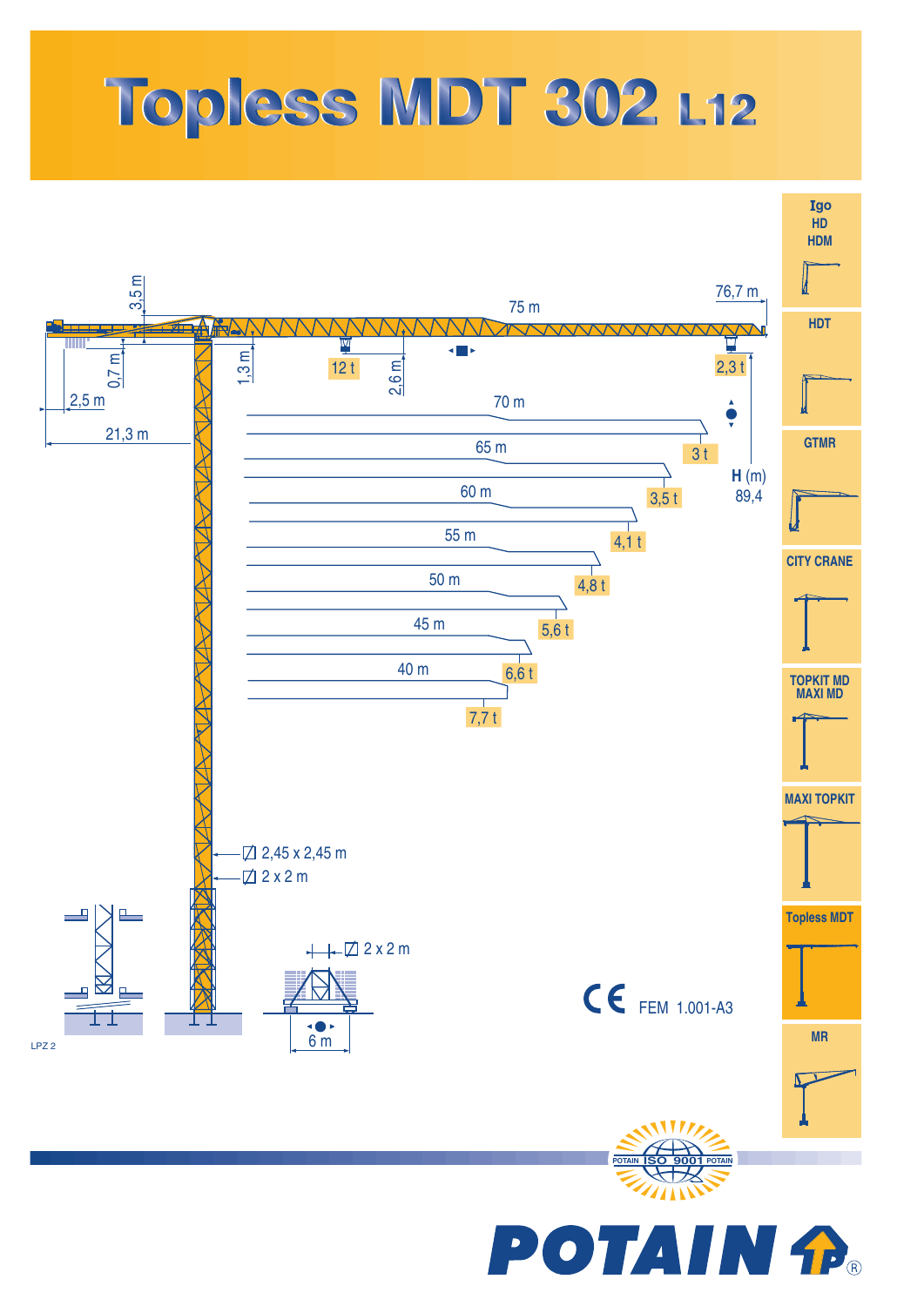# Topless MDT 302 L12

3,5 m

75 m

76,7 m

0,7 m

1,3 m

12 t

2,6 m

2,3 t

2,5 m

21,3 m

70 m — 3 t

65 m — 3,5 t

60 m — 4,1 t

55 m — 4,8 t

50 m — 5,6 t

45 m — 6,6 t

40 m — 7,7 t

**H** (m)
89,4

2,45 x 2,45 m

2 x 2 m

2 x 2 m

6 m

LPZ 2

CE FEM 1.001-A3

- Igo HD HDM
- HDT
- GTMR
- CITY CRANE
- TOPKIT MD MAXI MD
- MAXI TOPKIT
- Topless MDT
- MR

POTAIN ISO 9001 POTAIN

POTAIN®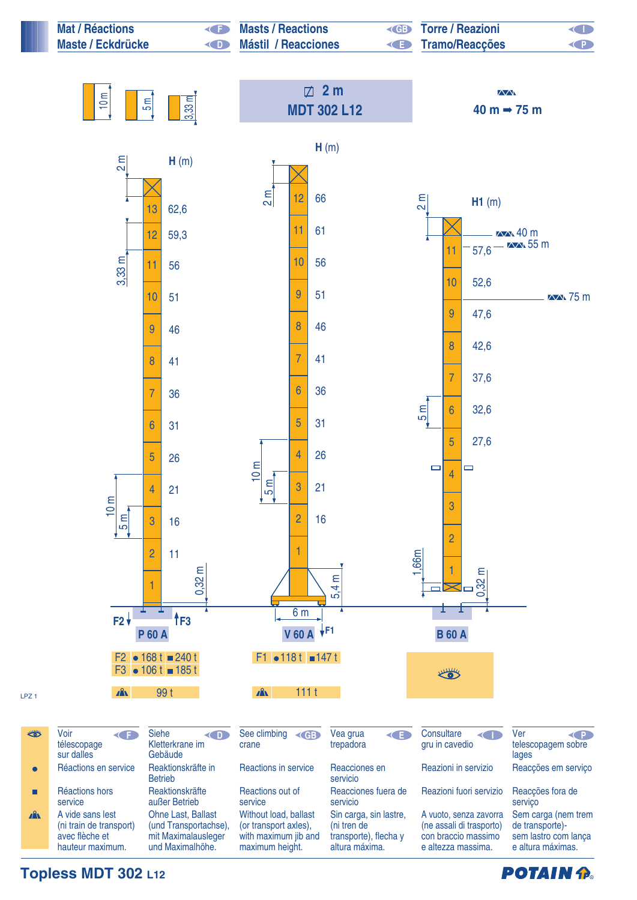# Mat / Réactions — Maste / Eckdrücke — Masts / Reactions — Mástil / Reacciones — Torre / Reazioni — Tramo/Reacções

10 m — 5 m — 3,33 m

## ◻ 2 m — MDT 302 L12

40 m ➡ 75 m

### P 60 A

| Section | H (m) |
|---|---|
| 13 | 62,6 |
| 12 | 59,3 |
| 11 | 56 |
| 10 | 51 |
| 9 | 46 |
| 8 | 41 |
| 7 | 36 |
| 6 | 31 |
| 5 | 26 |
| 4 | 21 |
| 3 | 16 |
| 2 | 11 |
| 1 | |

2 m; 3,33 m; 10 m; 5 m; 0,32 m

| | ● | ■ |
|---|---|---|
| F2 | 168 t | 240 t |
| F3 | 106 t | 185 t |
| (sans lest) | 99 t | |

### V 60 A

| Section | H (m) |
|---|---|
| 12 | 66 |
| 11 | 61 |
| 10 | 56 |
| 9 | 51 |
| 8 | 46 |
| 7 | 41 |
| 6 | 36 |
| 5 | 31 |
| 4 | 26 |
| 3 | 21 |
| 2 | 16 |
| 1 | |

2 m; 10 m; 5 m; 5,4 m; 6 m

| | ● | ■ |
|---|---|---|
| F1 | 118 t | 147 t |
| (sans lest) | 111 t | |

### B 60 A

| Section | H1 (m) |
|---|---|
| 11 | 57,6 |
| 10 | 52,6 |
| 9 | 47,6 |
| 8 | 42,6 |
| 7 | 37,6 |
| 6 | 32,6 |
| 5 | 27,6 |
| 4 | |
| 3 | |
| 2 | |
| 1 | |

40 m; 55 m; 75 m; 2 m; 5 m; 1,66m; 0,32 m

LPZ 1

| | F | D | GB | E | I | P |
|---|---|---|---|---|---|---|
| 👁 | Voir télescopage sur dalles | Siehe Kletterkrane im Gebäude | See climbing crane | Vea grua trepadora | Consultare gru in cavedio | Ver telescopagem sobre lages |
| ● | Réactions en service | Reaktionskräfte in Betrieb | Reactions in service | Reacciones en servicio | Reazioni in servizio | Reacções em serviço |
| ■ | Réactions hors service | Reaktionskräfte außer Betrieb | Reactions out of service | Reacciones fuera de servicio | Reazioni fuori servizio | Reacções fora de serviço |
| (sans lest) | A vide sans lest (ni train de transport) avec flèche et hauteur maximum. | Ohne Last, Ballast (und Transportachse), mit Maximalausleger und Maximalhöhe. | Without load, ballast (or transport axles), with maximum jib and maximum height. | Sin carga, sin lastre, (ni tren de transporte), flecha y altura máxima. | A vuoto, senza zavorra (ne assali di trasporto) con braccio massimo e altezza massima. | Sem carga (nem trem de transporte)- sem lastro com lança e altura máximas. |

**Topless MDT 302 L12** — POTAIN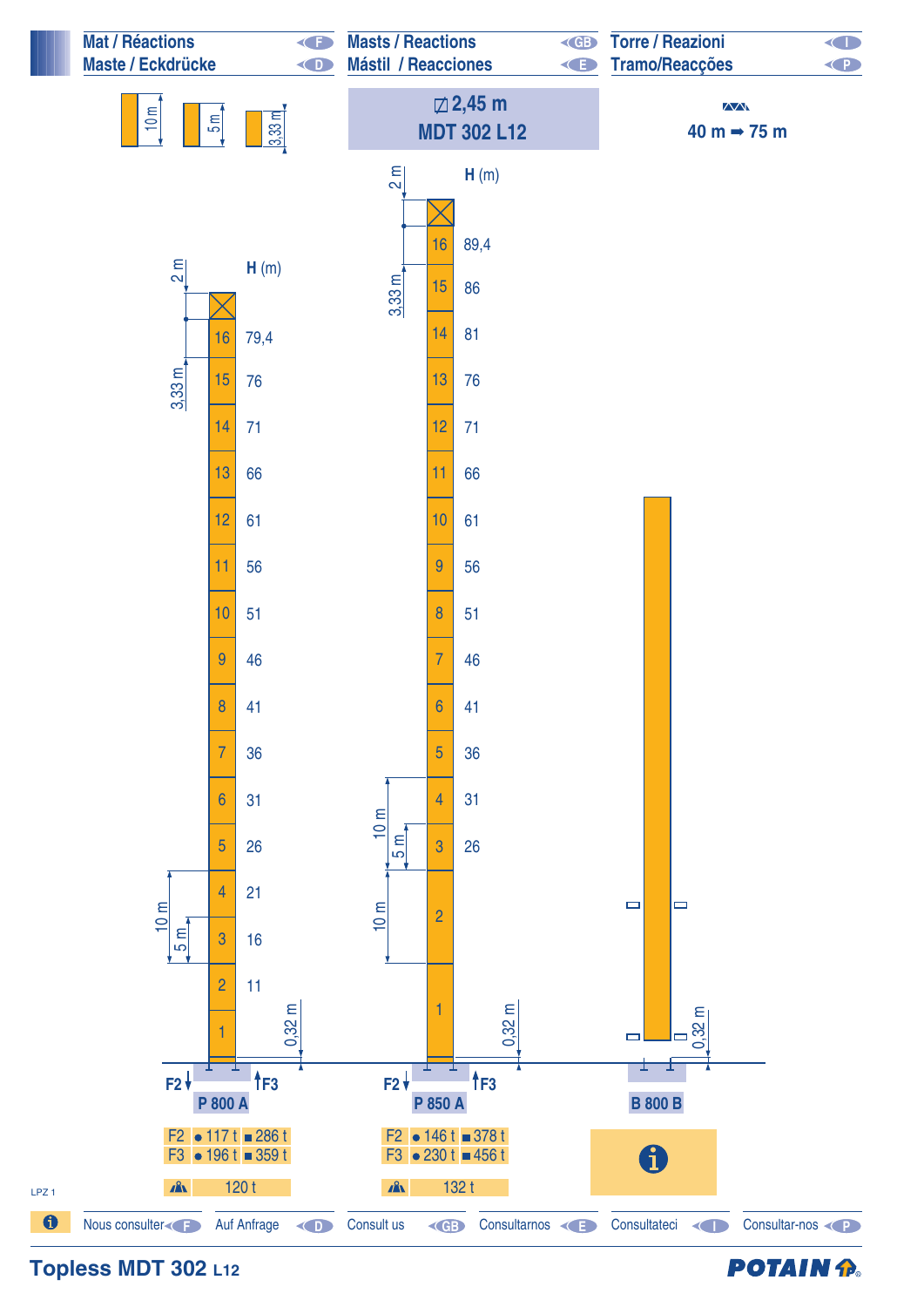| Mat / Réactions (F) | Masts / Reactions (GB) | Torre / Reazioni (I) |
|---|---|---|
| Maste / Eckdrücke (D) | Mástil / Reacciones (E) | Tramo/Reacções (P) |

Mast sections: 10 m, 5 m, 3,33 m

**⊡ 2,45 m**
**MDT 302 L12**

**40 m ➡ 75 m**

| H (m) – P 800 A | Section | H (m) – P 850 A | Section |
|---|---|---|---|
| 79,4 | 16 | 89,4 | 16 |
| 76 | 15 | 86 | 15 |
| 71 | 14 | 81 | 14 |
| 66 | 13 | 76 | 13 |
| 61 | 12 | 71 | 12 |
| 56 | 11 | 66 | 11 |
| 51 | 10 | 61 | 10 |
| 46 | 9 | 56 | 9 |
| 41 | 8 | 51 | 8 |
| 36 | 7 | 46 | 7 |
| 31 | 6 | 41 | 6 |
| 26 | 5 | 36 | 5 |
| 21 | 4 | 31 | 4 |
| 16 | 3 | 26 | 3 |
| 11 | 2 | | 2 |
| | 1 | | 1 |

2 m; 3,33 m; 10 m; 5 m; 0,32 m

| | P 800 A | P 850 A | B 800 B |
|---|---|---|---|
| F2 | ● 117 t ■ 286 t | ● 146 t ■ 378 t | ℹ |
| F3 | ● 196 t ■ 359 t | ● 230 t ■ 456 t | |
| ⛰ | 120 t | 132 t | |

LPZ 1

ℹ Nous consulter (F) | Auf Anfrage (D) | Consult us (GB) | Consultarnos (E) | Consultateci (I) | Consultar-nos (P)

**Topless MDT 302 L12**

POTAIN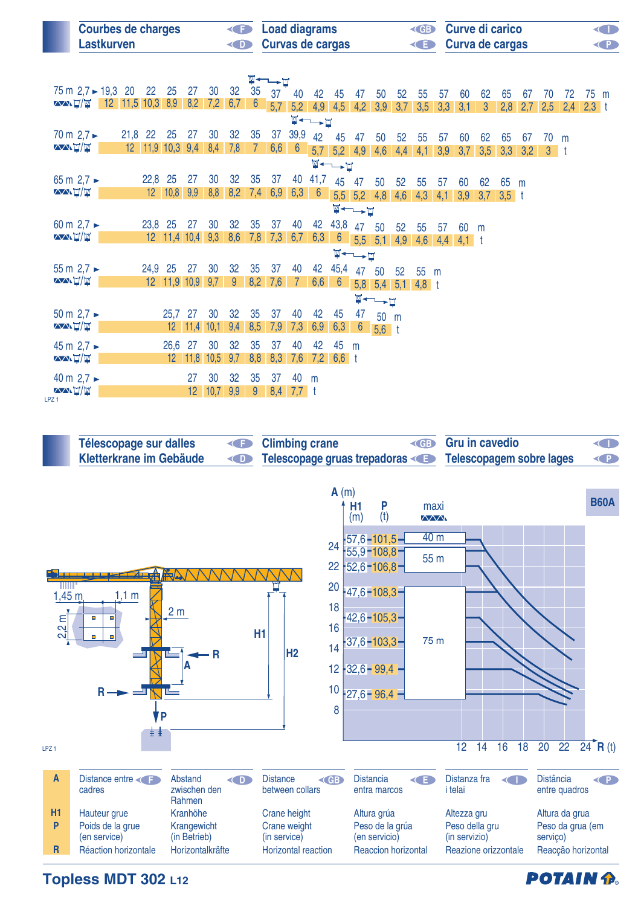## Courbes de charges / Lastkurven / Load diagrams / Curvas de cargas / Curve di carico / Curva de cargas

**75 m**

| m | 2,7 ► 19,3 | 20 | 22 | 25 | 27 | 30 | 32 | 35 | 37 | 40 | 42 | 45 | 47 | 50 | 52 | 55 | 57 | 60 | 62 | 65 | 67 | 70 | 72 | 75 |
|---|---|---|---|---|---|---|---|---|---|---|---|---|---|---|---|---|---|---|---|---|---|---|---|---|
| t | 12 | 11,5 | 10,3 | 8,9 | 8,2 | 7,2 | 6,7 | 6 | 5,7 | 5,2 | 4,9 | 4,5 | 4,2 | 3,9 | 3,7 | 3,5 | 3,3 | 3,1 | 3 | 2,8 | 2,7 | 2,5 | 2,4 | 2,3 |

**70 m**

| m | 2,7 ► 21,8 | 22 | 25 | 27 | 30 | 32 | 35 | 37 | 39,9 | 42 | 45 | 47 | 50 | 52 | 55 | 57 | 60 | 62 | 65 | 67 | 70 |
|---|---|---|---|---|---|---|---|---|---|---|---|---|---|---|---|---|---|---|---|---|---|
| t | 12 | 11,9 | 10,3 | 9,4 | 8,4 | 7,8 | 7 | 6,6 | 6 | 5,7 | 5,2 | 4,9 | 4,6 | 4,4 | 4,1 | 3,9 | 3,7 | 3,5 | 3,3 | 3,2 | 3 |

**65 m**

| m | 2,7 ► 22,8 | 25 | 27 | 30 | 32 | 35 | 37 | 40 | 41,7 | 45 | 47 | 50 | 52 | 55 | 57 | 60 | 62 | 65 |
|---|---|---|---|---|---|---|---|---|---|---|---|---|---|---|---|---|---|---|
| t | 12 | 10,8 | 9,9 | 8,8 | 8,2 | 7,4 | 6,9 | 6,3 | 6 | 5,5 | 5,2 | 4,8 | 4,6 | 4,3 | 4,1 | 3,9 | 3,7 | 3,5 |

**60 m**

| m | 2,7 ► 23,8 | 25 | 27 | 30 | 32 | 35 | 37 | 40 | 42 | 43,8 | 47 | 50 | 52 | 55 | 57 | 60 |
|---|---|---|---|---|---|---|---|---|---|---|---|---|---|---|---|---|
| t | 12 | 11,4 | 10,4 | 9,3 | 8,6 | 7,8 | 7,3 | 6,7 | 6,3 | 6 | 5,5 | 5,1 | 4,9 | 4,6 | 4,4 | 4,1 |

**55 m**

| m | 2,7 ► 24,9 | 25 | 27 | 30 | 32 | 35 | 37 | 40 | 42 | 45,4 | 47 | 50 | 52 | 55 |
|---|---|---|---|---|---|---|---|---|---|---|---|---|---|---|
| t | 12 | 11,9 | 10,9 | 9,7 | 9 | 8,2 | 7,6 | 7 | 6,6 | 6 | 5,8 | 5,4 | 5,1 | 4,8 |

**50 m**

| m | 2,7 ► 25,7 | 27 | 30 | 32 | 35 | 37 | 40 | 42 | 45 | 47 | 50 |
|---|---|---|---|---|---|---|---|---|---|---|---|
| t | 12 | 11,4 | 10,1 | 9,4 | 8,5 | 7,9 | 7,3 | 6,9 | 6,3 | 6 | 5,6 |

**45 m**

| m | 2,7 ► 26,6 | 27 | 30 | 32 | 35 | 37 | 40 | 42 | 45 |
|---|---|---|---|---|---|---|---|---|---|
| t | 12 | 11,8 | 10,5 | 9,7 | 8,8 | 8,3 | 7,6 | 7,2 | 6,6 |

**40 m**

| m | 2,7 ► 27 | 30 | 32 | 35 | 37 | 40 |
|---|---|---|---|---|---|---|
| t | 12 | 10,7 | 9,9 | 9 | 8,4 | 7,7 |

LPZ 1

## Télescopage sur dalles / Kletterkrane im Gebäude / Climbing crane / Telescopage gruas trepadoras / Gru in cavedio / Telescopagem sobre lages

**B60A**

1,45 m — 1,1 m — 2,2 m — 2 m — H1 — H2 — A — R — P

| A (m) | H1 (m) | P (t) | maxi |
|---|---|---|---|
| 24 | 57,6 | 101,5 | 40 m |
| | 55,9 | 108,8 | 55 m |
| 22 | 52,6 | 106,8 | 55 m |
| 20 | 47,6 | 108,3 | 75 m |
| 18 | 42,6 | 105,3 | 75 m |
| 16 | 37,6 | 103,3 | 75 m |
| 12 | 32,6 | 99,4 | 75 m |
| 10 | 27,6 | 96,4 | 75 m |

R (t): 12 – 14 – 16 – 18 – 20 – 22 – 24

LPZ 1

| | F | D | GB | E | I | P |
|---|---|---|---|---|---|---|
| **A** | Distance entre cadres | Abstand zwischen den Rahmen | Distance between collars | Distancia entra marcos | Distanza fra i telai | Distância entre quadros |
| **H1** | Hauteur grue | Kranhöhe | Crane height | Altura grúa | Altezza gru | Altura da grua |
| **P** | Poids de la grue (en service) | Krangewicht (in Betrieb) | Crane weight (in service) | Peso de la grúa (en servicio) | Peso della gru (in servizio) | Peso da grua (em serviço) |
| **R** | Réaction horizontale | Horizontalkräfte | Horizontal reaction | Reaccion horizontal | Reazione orizzontale | Reacção horizontal |

**Topless MDT 302 L12**

POTAIN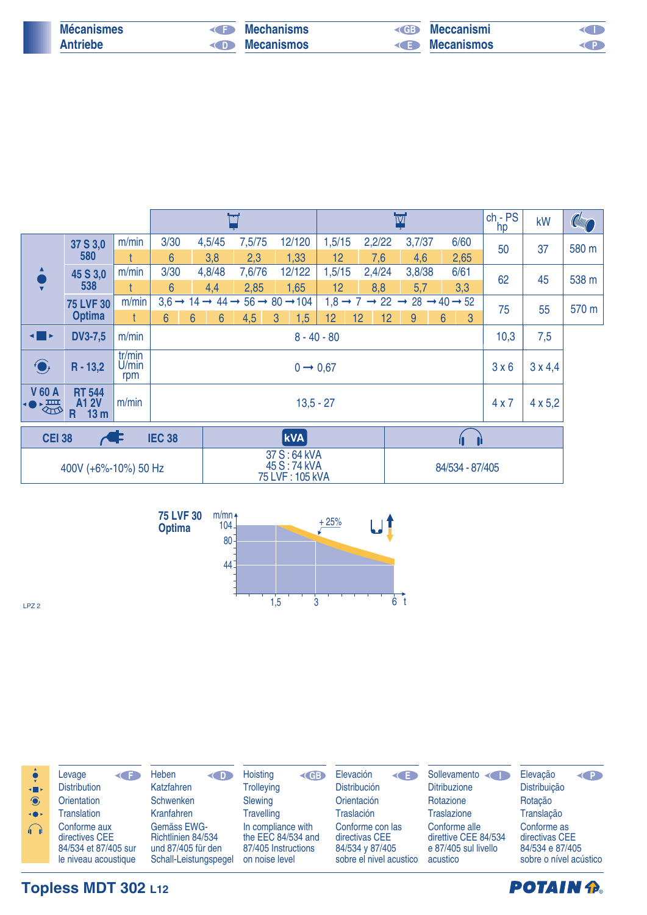# Mécanismes / Antriebe / Mechanisms / Mecanismos / Meccanismi / Mecanismos

| | | | 2 brins | | | | 4 brins | | | | ch - PS hp | kW | |
|---|---|---|---|---|---|---|---|---|---|---|---|---|---|
| Levage | 37 S 3,0 580 | m/min | 3/30 | 4,5/45 | 7,5/75 | 12/120 | 1,5/15 | 2,2/22 | 3,7/37 | 6/60 | 50 | 37 | 580 m |
| | | t | 6 | 3,8 | 2,3 | 1,33 | 12 | 7,6 | 4,6 | 2,65 | | | |
| | 45 S 3,0 538 | m/min | 3/30 | 4,8/48 | 7,6/76 | 12/122 | 1,5/15 | 2,4/24 | 3,8/38 | 6/61 | 62 | 45 | 538 m |
| | | t | 6 | 4,4 | 2,85 | 1,65 | 12 | 8,8 | 5,7 | 3,3 | | | |
| | 75 LVF 30 Optima | m/min | 3,6 → 14 → 44 → 56 → 80 → 104 | | | | 1,8 → 7 → 22 → 28 → 40 → 52 | | | | 75 | 55 | 570 m |
| | | t | 6 - 6 - 6 - 4,5 - 3 - 1,5 | | | | 12 - 12 - 12 - 9 - 6 - 3 | | | | | | |
| Distribution | DV3-7,5 | m/min | 8 - 40 - 80 | | | | | | | | 10,3 | 7,5 | |
| Orientation | R - 13,2 | tr/min U/min rpm | 0 → 0,67 | | | | | | | | 3 x 6 | 3 x 4,4 | |
| V 60 A Translation | RT 544 A1 2V R 13 m | m/min | 13,5 - 27 | | | | | | | | 4 x 7 | 4 x 5,2 | |

| CEI 38 — IEC 38 | kVA | Niveau acoustique |
|---|---|---|
| 400V (+6%-10%) 50 Hz | 37 S : 64 kVA<br>45 S : 74 kVA<br>75 LVF : 105 kVA | 84/534 - 87/405 |

**75 LVF 30 Optima**

(Diagramme m/mn – t : 104, 80, 44 m/mn ; 1,5, 3, 6 t ; + 25%)

LPZ 2

| F | D | GB | E | I | P |
|---|---|---|---|---|---|
| Levage | Heben | Hoisting | Elevación | Sollevamento | Elevação |
| Distribution | Katzfahren | Trolleying | Distribución | Ditribuzione | Distribuição |
| Orientation | Schwenken | Slewing | Orientación | Rotazione | Rotação |
| Translation | Kranfahren | Travelling | Traslación | Traslazione | Translação |
| Conforme aux directives CEE 84/534 et 87/405 sur le niveau acoustique | Gemäss EWG-Richtlinien 84/534 und 87/405 für den Schall-Leistungspegel | In compliance with the EEC 84/534 and 87/405 Instructions on noise level | Conforme con las directivas CEE 84/534 y 87/405 sobre el nivel acustico | Conforme alle direttive CEE 84/534 e 87/405 sul livello acustico | Conforme as directivas CEE 84/534 e 87/405 sobre o nível acústico |

**Topless MDT 302 L12**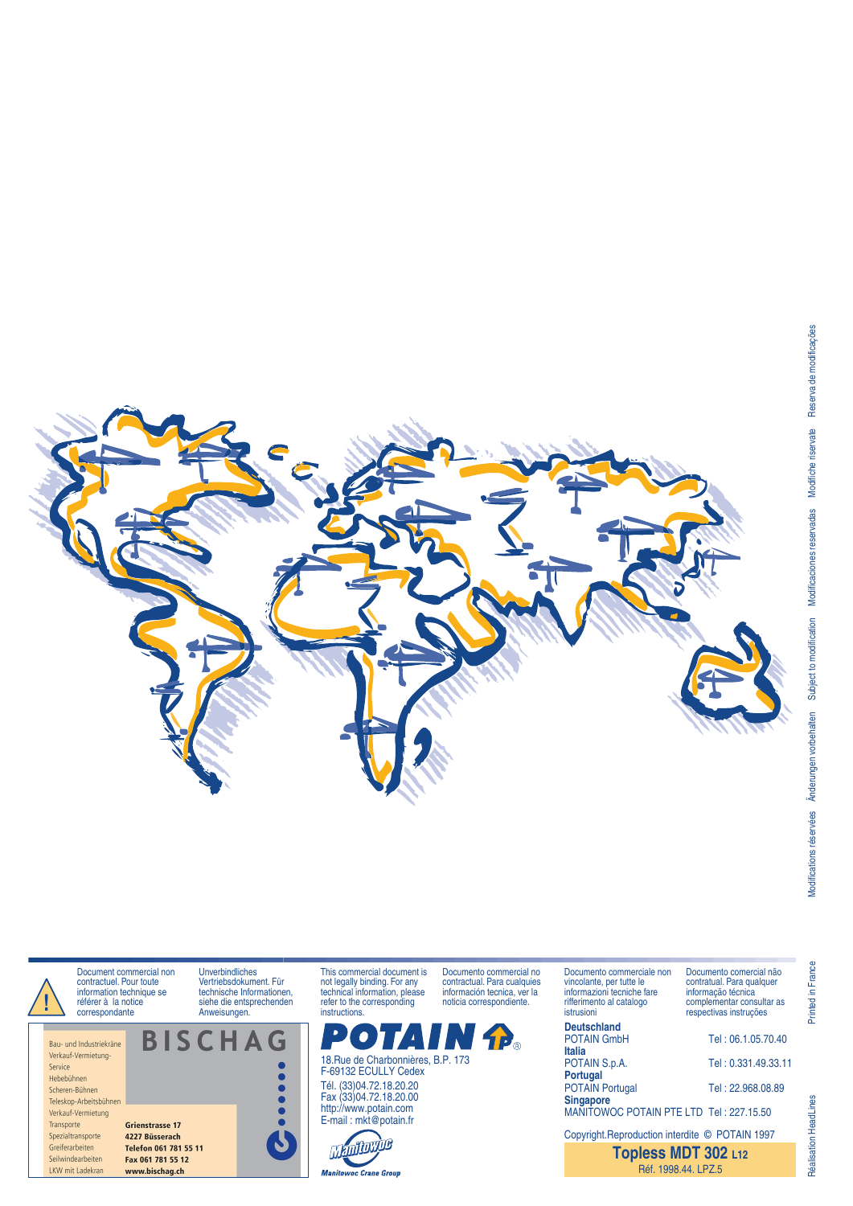Modifications réservées   Änderungen vorbehalten   Subject to modification   Modificaciones reservadas   Modifiche riservate   Reserva de modificações

Document commercial non contractuel. Pour toute information technique se référer à la notice correspondante

Unverbindliches Vertriebsdokument. Für technische Informationen, siehe die entsprechenden Anweisungen.

This commercial document is not legally binding. For any technical information, please refer to the corresponding instructions.

Documento commercial no contractual. Para cualquies información tecnica, ver la noticia correspondiente.

Documento commerciale non vincolante, per tutte le informazioni tecniche fare rifferimento al catalogo istrusioni

Documento comercial não contratual. Para qualquer informação técnica complementar consultar as respectivas instruções

**BISCHAG**

Bau- und Industriekräne
Verkauf-Vermietung-Service
Hebebühnen
Scheren-Bühnen
Teleskop-Arbeitsbühnen
Verkauf-Vermietung
Transporte
Spezialtransporte
Greiferarbeiten
Seilwindearbeiten
LKW mit Ladekran

**Grienstrasse 17**
**4227 Büsserach**
**Telefon 061 781 55 11**
**Fax 061 781 55 12**
**www.bischag.ch**

**POTAIN**

18.Rue de Charbonnières, B.P. 173
F-69132 ECULLY Cedex
Tél. (33)04.72.18.20.20
Fax (33)04.72.18.20.00
http://www.potain.com
E-mail : mkt@potain.fr

Manitowoc Crane Group

**Deutschland**
POTAIN GmbH — Tel : 06.1.05.70.40
**Italia**
POTAIN S.p.A. — Tel : 0.331.49.33.11
**Portugal**
POTAIN Portugal — Tel : 22.968.08.89
**Singapore**
MANITOWOC POTAIN PTE LTD — Tel : 227.15.50

Copyright.Reproduction interdite © POTAIN 1997

**Topless MDT 302 L12**
Réf. 1998.44. LPZ.5

Printed in France

Réalisation HeadLines